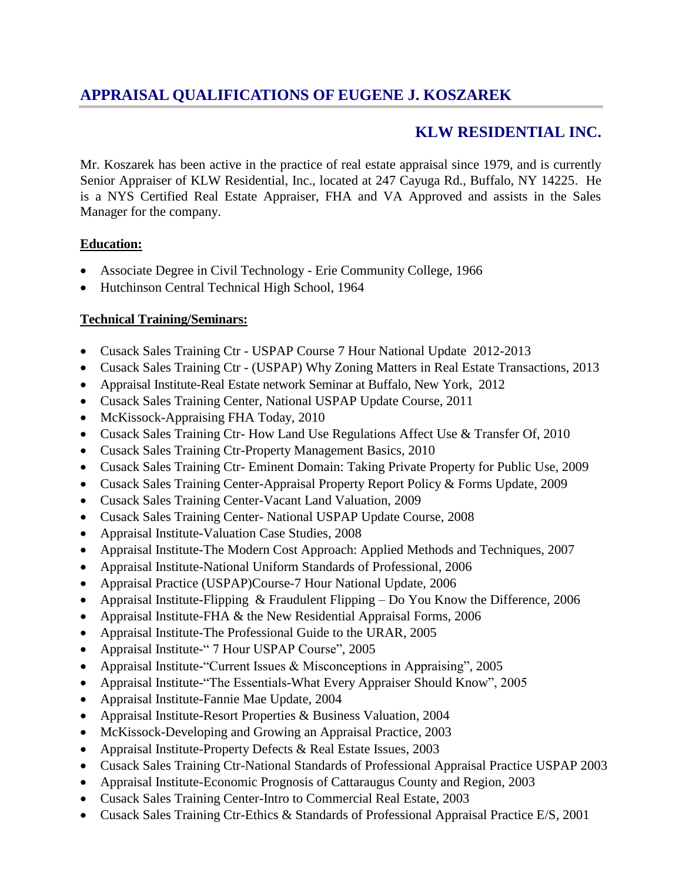# APPRAISAL QUALIFICATIONS OF EUGENE J. KOSZAREK

## KLW RESIDENTIAL INC.

Mr. Koszarek has been active in the practice of real estate appraisal since 1979, and is currently Senior Appraiser of KLW Residential, Inc., located at 247 Cayuga Rd., Buffalo, NY 14225. He is a NYS Certified Real Estate Appraiser, FHA and VA Approved and assists in the Sales Manager for the company.

**Education:**

- Associate Degree in Civil Technology - Erie Community College, 1966
- Hutchinson Central Technical High School, 1964

**Technical Training/Seminars:**

- Cusack Sales Training Ctr - USPAP Course 7 Hour National Update 2012-2013
- Cusack Sales Training Ctr - (USPAP) Why Zoning Matters in Real Estate Transactions, 2013
- Appraisal Institute-Real Estate network Seminar at Buffalo, New York, 2012
- Cusack Sales Training Center, National USPAP Update Course, 2011
- McKissock-Appraising FHA Today, 2010
- Cusack Sales Training Ctr- How Land Use Regulations Affect Use & Transfer Of, 2010
- Cusack Sales Training Ctr-Property Management Basics, 2010
- Cusack Sales Training Ctr- Eminent Domain: Taking Private Property for Public Use, 2009
- Cusack Sales Training Center-Appraisal Property Report Policy & Forms Update, 2009
- Cusack Sales Training Center-Vacant Land Valuation, 2009
- Cusack Sales Training Center- National USPAP Update Course, 2008
- Appraisal Institute-Valuation Case Studies, 2008
- Appraisal Institute-The Modern Cost Approach: Applied Methods and Techniques, 2007
- Appraisal Institute-National Uniform Standards of Professional, 2006
- Appraisal Practice (USPAP)Course-7 Hour National Update, 2006
- Appraisal Institute-Flipping & Fraudulent Flipping – Do You Know the Difference, 2006
- Appraisal Institute-FHA & the New Residential Appraisal Forms, 2006
- Appraisal Institute-The Professional Guide to the URAR, 2005
- Appraisal Institute-" 7 Hour USPAP Course", 2005
- Appraisal Institute-"Current Issues & Misconceptions in Appraising", 2005
- Appraisal Institute-"The Essentials-What Every Appraiser Should Know", 2005
- Appraisal Institute-Fannie Mae Update, 2004
- Appraisal Institute-Resort Properties & Business Valuation, 2004
- McKissock-Developing and Growing an Appraisal Practice, 2003
- Appraisal Institute-Property Defects & Real Estate Issues, 2003
- Cusack Sales Training Ctr-National Standards of Professional Appraisal Practice USPAP 2003
- Appraisal Institute-Economic Prognosis of Cattaraugus County and Region, 2003
- Cusack Sales Training Center-Intro to Commercial Real Estate, 2003
- Cusack Sales Training Ctr-Ethics & Standards of Professional Appraisal Practice E/S, 2001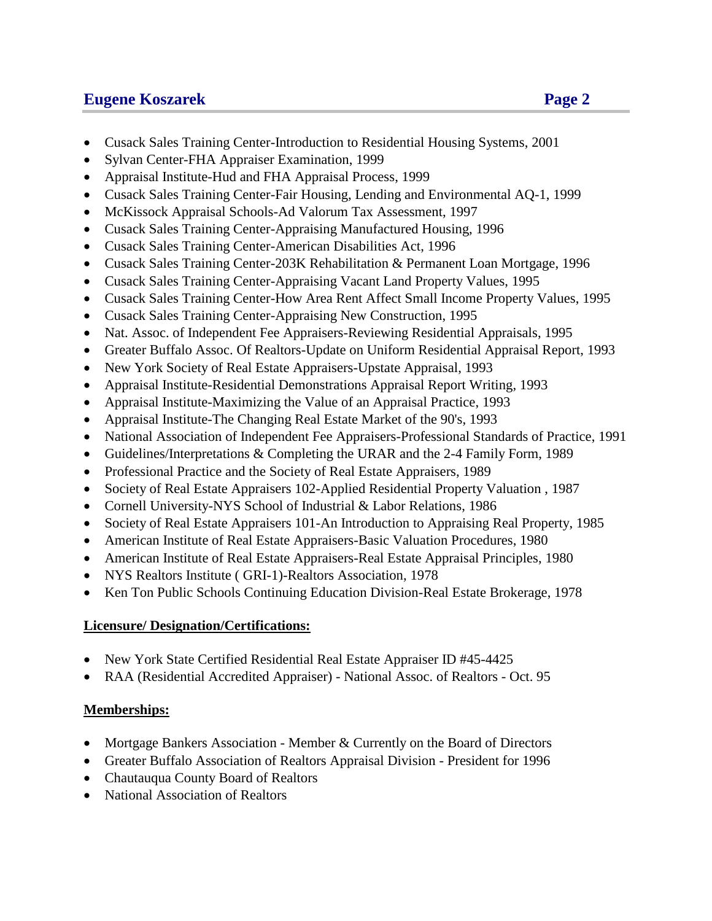- Cusack Sales Training Center-Introduction to Residential Housing Systems, 2001
- Sylvan Center-FHA Appraiser Examination, 1999
- Appraisal Institute-Hud and FHA Appraisal Process, 1999
- Cusack Sales Training Center-Fair Housing, Lending and Environmental AQ-1, 1999
- McKissock Appraisal Schools-Ad Valorum Tax Assessment, 1997
- Cusack Sales Training Center-Appraising Manufactured Housing, 1996
- Cusack Sales Training Center-American Disabilities Act, 1996
- Cusack Sales Training Center-203K Rehabilitation & Permanent Loan Mortgage, 1996
- Cusack Sales Training Center-Appraising Vacant Land Property Values, 1995
- Cusack Sales Training Center-How Area Rent Affect Small Income Property Values, 1995
- Cusack Sales Training Center-Appraising New Construction, 1995
- Nat. Assoc. of Independent Fee Appraisers-Reviewing Residential Appraisals, 1995
- Greater Buffalo Assoc. Of Realtors-Update on Uniform Residential Appraisal Report, 1993
- New York Society of Real Estate Appraisers-Upstate Appraisal, 1993
- Appraisal Institute-Residential Demonstrations Appraisal Report Writing, 1993
- Appraisal Institute-Maximizing the Value of an Appraisal Practice, 1993
- Appraisal Institute-The Changing Real Estate Market of the 90's, 1993
- National Association of Independent Fee Appraisers-Professional Standards of Practice, 1991
- Guidelines/Interpretations & Completing the URAR and the 2-4 Family Form, 1989
- Professional Practice and the Society of Real Estate Appraisers, 1989
- Society of Real Estate Appraisers 102-Applied Residential Property Valuation , 1987
- Cornell University-NYS School of Industrial & Labor Relations, 1986
- Society of Real Estate Appraisers 101-An Introduction to Appraising Real Property, 1985
- American Institute of Real Estate Appraisers-Basic Valuation Procedures, 1980
- American Institute of Real Estate Appraisers-Real Estate Appraisal Principles, 1980
- NYS Realtors Institute ( GRI-1)-Realtors Association, 1978
- Ken Ton Public Schools Continuing Education Division-Real Estate Brokerage, 1978

**Licensure/ Designation/Certifications:**

- New York State Certified Residential Real Estate Appraiser ID #45-4425
- RAA (Residential Accredited Appraiser) - National Assoc. of Realtors - Oct. 95

**Memberships:**

- Mortgage Bankers Association - Member & Currently on the Board of Directors
- Greater Buffalo Association of Realtors Appraisal Division - President for 1996
- Chautauqua County Board of Realtors
- National Association of Realtors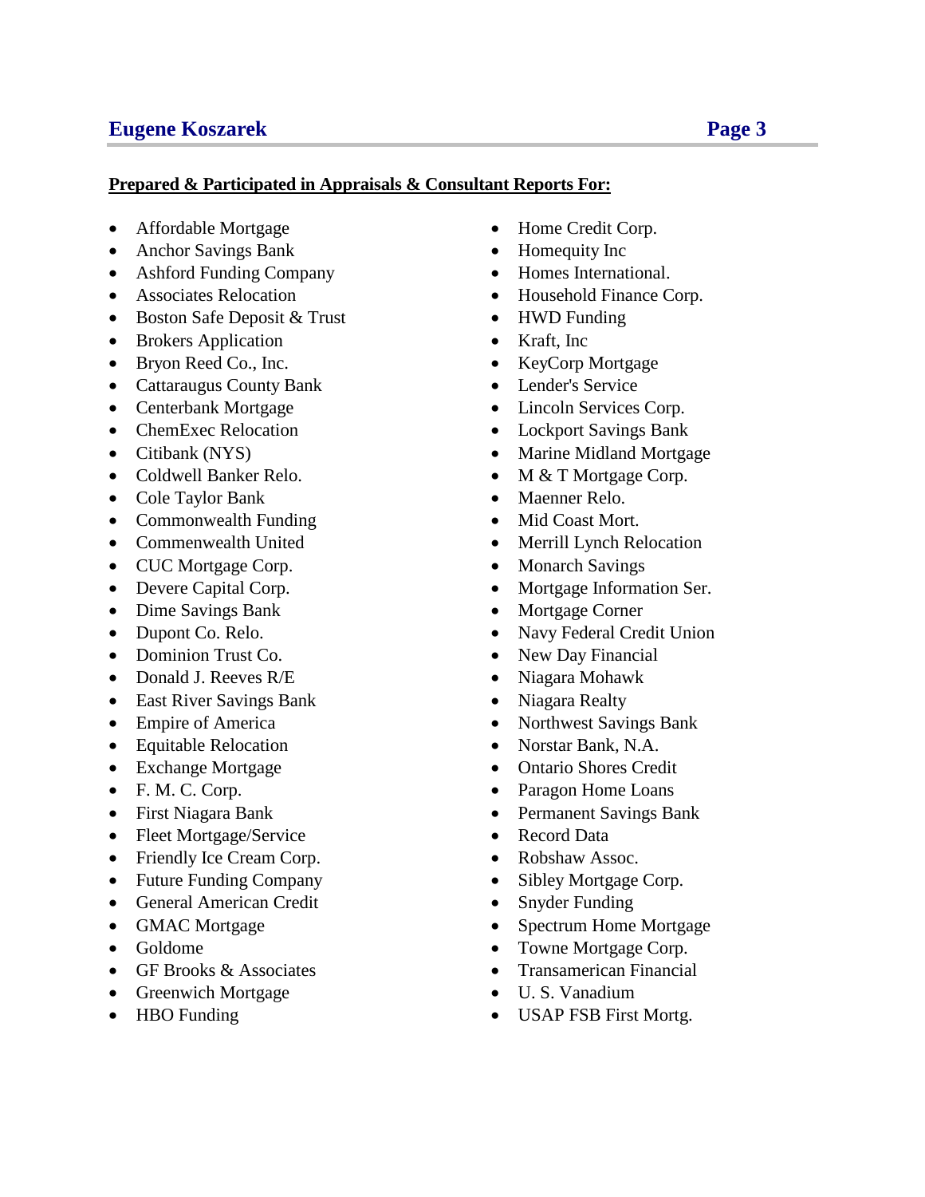**Prepared & Participated in Appraisals & Consultant Reports For:**

- Affordable Mortgage
- Anchor Savings Bank
- Ashford Funding Company
- Associates Relocation
- Boston Safe Deposit & Trust
- Brokers Application
- Bryon Reed Co., Inc.
- Cattaraugus County Bank
- Centerbank Mortgage
- ChemExec Relocation
- Citibank (NYS)
- Coldwell Banker Relo.
- Cole Taylor Bank
- Commonwealth Funding
- Commenwealth United
- CUC Mortgage Corp.
- Devere Capital Corp.
- Dime Savings Bank
- Dupont Co. Relo.
- Dominion Trust Co.
- Donald J. Reeves R/E
- East River Savings Bank
- Empire of America
- Equitable Relocation
- Exchange Mortgage
- F. M. C. Corp.
- First Niagara Bank
- Fleet Mortgage/Service
- Friendly Ice Cream Corp.
- Future Funding Company
- General American Credit
- GMAC Mortgage
- Goldome
- GF Brooks & Associates
- Greenwich Mortgage
- HBO Funding
- Home Credit Corp.
- Homequity Inc
- Homes International.
- Household Finance Corp.
- HWD Funding
- Kraft, Inc
- KeyCorp Mortgage
- Lender's Service
- Lincoln Services Corp.
- Lockport Savings Bank
- Marine Midland Mortgage
- M & T Mortgage Corp.
- Maenner Relo.
- Mid Coast Mort.
- Merrill Lynch Relocation
- Monarch Savings
- Mortgage Information Ser.
- Mortgage Corner
- Navy Federal Credit Union
- New Day Financial
- Niagara Mohawk
- Niagara Realty
- Northwest Savings Bank
- Norstar Bank, N.A.
- Ontario Shores Credit
- Paragon Home Loans
- Permanent Savings Bank
- Record Data
- Robshaw Assoc.
- Sibley Mortgage Corp.
- Snyder Funding
- Spectrum Home Mortgage
- Towne Mortgage Corp.
- Transamerican Financial
- U. S. Vanadium
- USAP FSB First Mortg.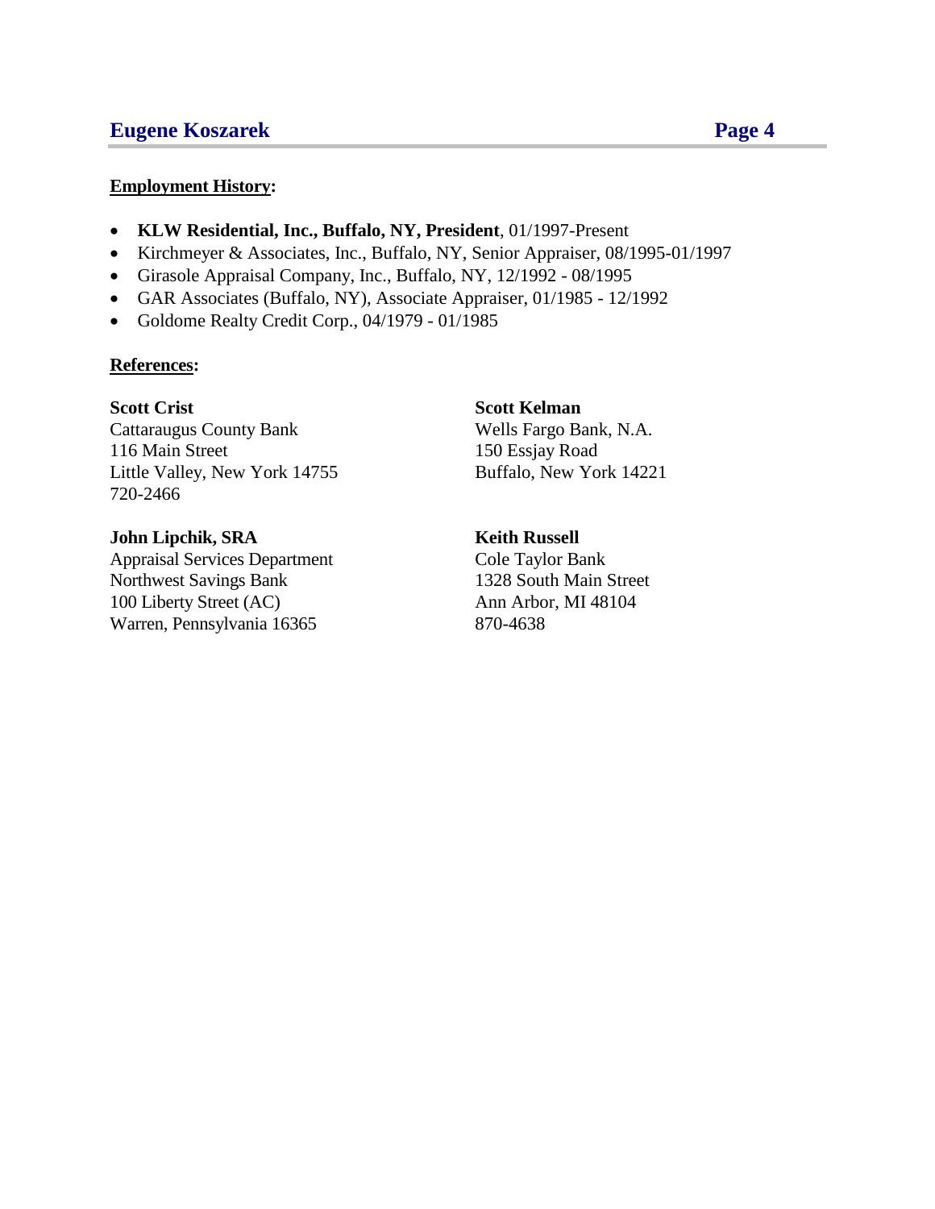**Employment History:**

- **KLW Residential, Inc., Buffalo, NY, President**, 01/1997-Present
- Kirchmeyer & Associates, Inc., Buffalo, NY, Senior Appraiser, 08/1995-01/1997
- Girasole Appraisal Company, Inc., Buffalo, NY, 12/1992 - 08/1995
- GAR Associates (Buffalo, NY), Associate Appraiser, 01/1985 - 12/1992
- Goldome Realty Credit Corp., 04/1979 - 01/1985

**References:**

**Scott Crist**
Cattaraugus County Bank
116 Main Street
Little Valley, New York 14755
720-2466

**John Lipchik, SRA**
Appraisal Services Department
Northwest Savings Bank
100 Liberty Street (AC)
Warren, Pennsylvania 16365

**Scott Kelman**
Wells Fargo Bank, N.A.
150 Essjay Road
Buffalo, New York 14221

**Keith Russell**
Cole Taylor Bank
1328 South Main Street
Ann Arbor, MI 48104
870-4638